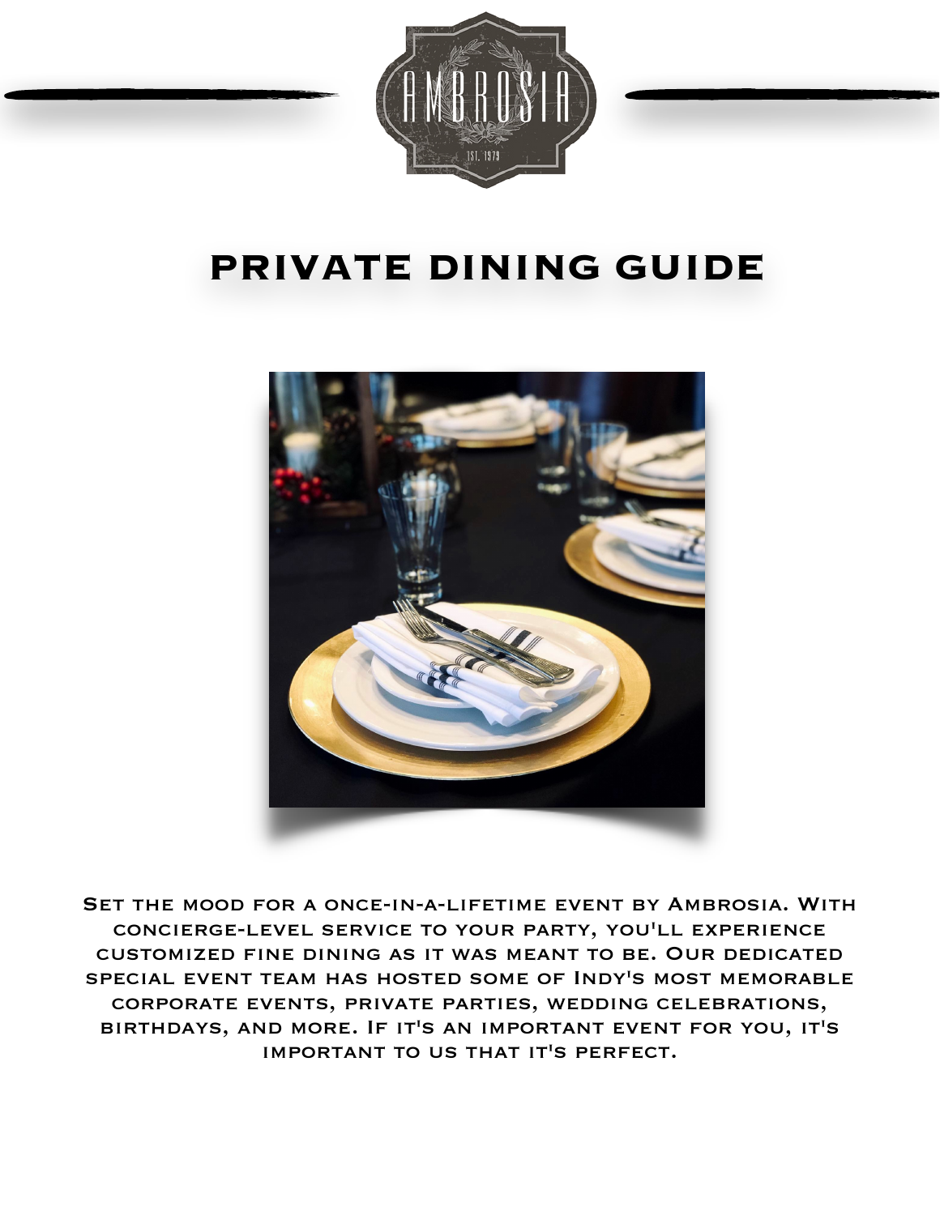AMBROSIA

EST. 1979

# PRIVATE DINING GUIDE

Set the mood for a once-in-a-lifetime event by Ambrosia. With concierge-level service to your party, you'll experience customized fine dining as it was meant to be. Our dedicated special event team has hosted some of Indy's most memorable corporate events, private parties, wedding celebrations, birthdays, and more. If it's an important event for you, it's important to us that it's perfect.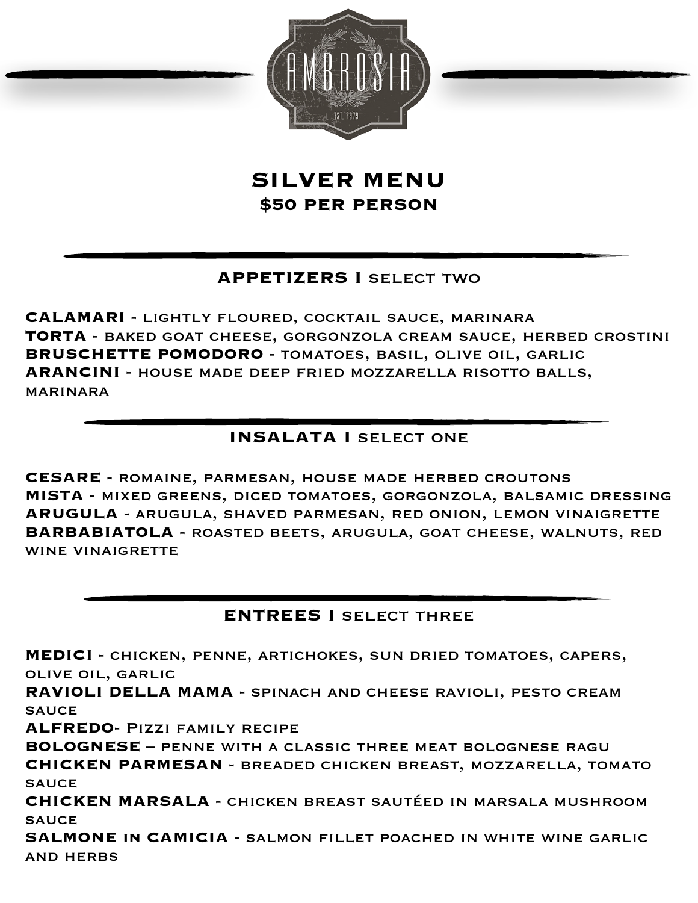# SILVER MENU

## $50 PER PERSON

### APPETIZERS I SELECT TWO

**CALAMARI** - lightly floured, cocktail sauce, marinara
**TORTA** - baked goat cheese, gorgonzola cream sauce, herbed crostini
**BRUSCHETTE POMODORO** - tomatoes, basil, olive oil, garlic
**ARANCINI** - house made deep fried mozzarella risotto balls, marinara

### INSALATA I SELECT ONE

**CESARE** - romaine, parmesan, house made herbed croutons
**MISTA** - mixed greens, diced tomatoes, gorgonzola, balsamic dressing
**ARUGULA** - arugula, shaved parmesan, red onion, lemon vinaigrette
**BARBABIATOLA** - roasted beets, arugula, goat cheese, walnuts, red wine vinaigrette

### ENTREES I SELECT THREE

**MEDICI** - chicken, penne, artichokes, sun dried tomatoes, capers, olive oil, garlic
**RAVIOLI DELLA MAMA** - spinach and cheese ravioli, pesto cream sauce
**ALFREDO**- Pizzi family recipe
**BOLOGNESE** – penne with a classic three meat bolognese ragu
**CHICKEN PARMESAN** - breaded chicken breast, mozzarella, tomato sauce
**CHICKEN MARSALA** - chicken breast sautéed in marsala mushroom sauce
**SALMONE in CAMICIA** - salmon fillet poached in white wine garlic and herbs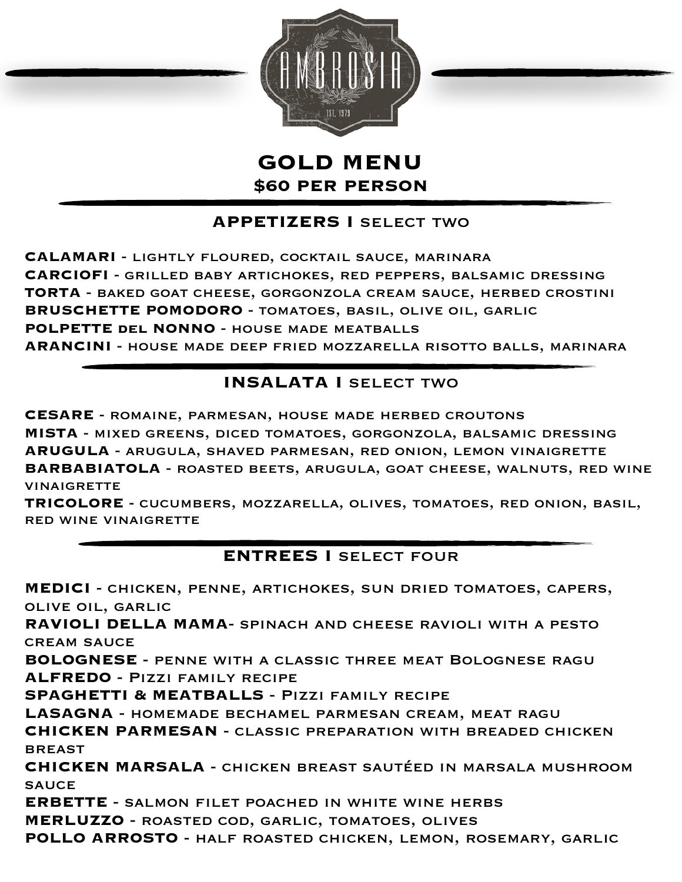AMBROSIA

EST. 1979

# GOLD MENU
## $60 PER PERSON

### APPETIZERS I SELECT TWO

**CALAMARI** - lightly floured, cocktail sauce, marinara
**CARCIOFI** - grilled baby artichokes, red peppers, balsamic dressing
**TORTA** - baked goat cheese, gorgonzola cream sauce, herbed crostini
**BRUSCHETTE POMODORO** - tomatoes, basil, olive oil, garlic
**POLPETTE del NONNO** - house made meatballs
**ARANCINI** - house made deep fried mozzarella risotto balls, marinara

### INSALATA I SELECT TWO

**CESARE** - romaine, parmesan, house made herbed croutons
**MISTA** - mixed greens, diced tomatoes, gorgonzola, balsamic dressing
**ARUGULA** - arugula, shaved parmesan, red onion, lemon vinaigrette
**BARBABIATOLA** - roasted beets, arugula, goat cheese, walnuts, red wine vinaigrette
**TRICOLORE** - cucumbers, mozzarella, olives, tomatoes, red onion, basil, red wine vinaigrette

### ENTREES I SELECT FOUR

**MEDICI** - chicken, penne, artichokes, sun dried tomatoes, capers, olive oil, garlic
**RAVIOLI DELLA MAMA**- spinach and cheese ravioli with a pesto cream sauce
**BOLOGNESE** - penne with a classic three meat Bolognese ragu
**ALFREDO** - Pizzi family recipe
**SPAGHETTI & MEATBALLS** - Pizzi family recipe
**LASAGNA** - homemade bechamel parmesan cream, meat ragu
**CHICKEN PARMESAN** - classic preparation with breaded chicken breast
**CHICKEN MARSALA** - chicken breast sautéed in marsala mushroom sauce
**ERBETTE** - salmon filet poached in white wine herbs
**MERLUZZO** - roasted cod, garlic, tomatoes, olives
**POLLO ARROSTO** - half roasted chicken, lemon, rosemary, garlic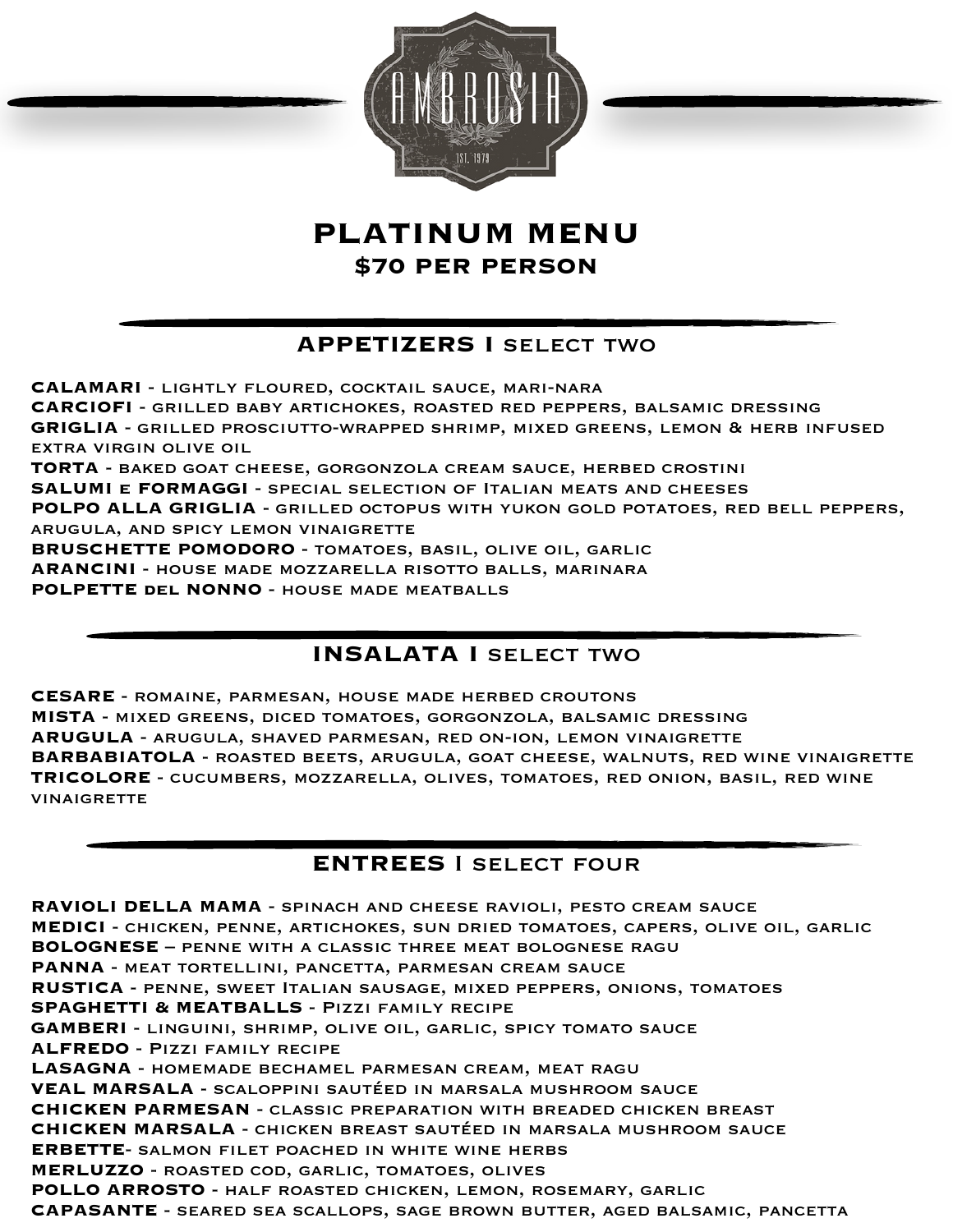AMBROSIA

EST. 1979

# PLATINUM MENU
## $70 PER PERSON

## APPETIZERS I select two

**CALAMARI** - lightly floured, cocktail sauce, mari-nara
**CARCIOFI** - grilled baby artichokes, roasted red peppers, balsamic dressing
**GRIGLIA** - grilled prosciutto-wrapped shrimp, mixed greens, lemon & herb infused extra virgin olive oil
**TORTA** - baked goat cheese, gorgonzola cream sauce, herbed crostini
**SALUMI e FORMAGGI** - special selection of Italian meats and cheeses
**POLPO ALLA GRIGLIA** - grilled octopus with yukon gold potatoes, red bell peppers, arugula, and spicy lemon vinaigrette
**BRUSCHETTE POMODORO** - tomatoes, basil, olive oil, garlic
**ARANCINI** - house made mozzarella risotto balls, marinara
**POLPETTE del NONNO** - house made meatballs

## INSALATA I select two

**CESARE** - romaine, parmesan, house made herbed croutons
**MISTA** - mixed greens, diced tomatoes, gorgonzola, balsamic dressing
**ARUGULA** - arugula, shaved parmesan, red on-ion, lemon vinaigrette
**BARBABIATOLA** - roasted beets, arugula, goat cheese, walnuts, red wine vinaigrette
**TRICOLORE** - cucumbers, mozzarella, olives, tomatoes, red onion, basil, red wine vinaigrette

## ENTREES I select four

**RAVIOLI DELLA MAMA** - spinach and cheese ravioli, pesto cream sauce
**MEDICI** - chicken, penne, artichokes, sun dried tomatoes, capers, olive oil, garlic
**BOLOGNESE** – penne with a classic three meat bolognese ragu
**PANNA** - meat tortellini, pancetta, parmesan cream sauce
**RUSTICA** - penne, sweet Italian sausage, mixed peppers, onions, tomatoes
**SPAGHETTI & MEATBALLS** - Pizzi family recipe
**GAMBERI** - linguini, shrimp, olive oil, garlic, spicy tomato sauce
**ALFREDO** - Pizzi family recipe
**LASAGNA** - homemade bechamel parmesan cream, meat ragu
**VEAL MARSALA** - scaloppini sautéed in marsala mushroom sauce
**CHICKEN PARMESAN** - classic preparation with breaded chicken breast
**CHICKEN MARSALA** - chicken breast sautéed in marsala mushroom sauce
**ERBETTE**- salmon filet poached in white wine herbs
**MERLUZZO** - roasted cod, garlic, tomatoes, olives
**POLLO ARROSTO** - half roasted chicken, lemon, rosemary, garlic
**CAPASANTE** - seared sea scallops, sage brown butter, aged balsamic, pancetta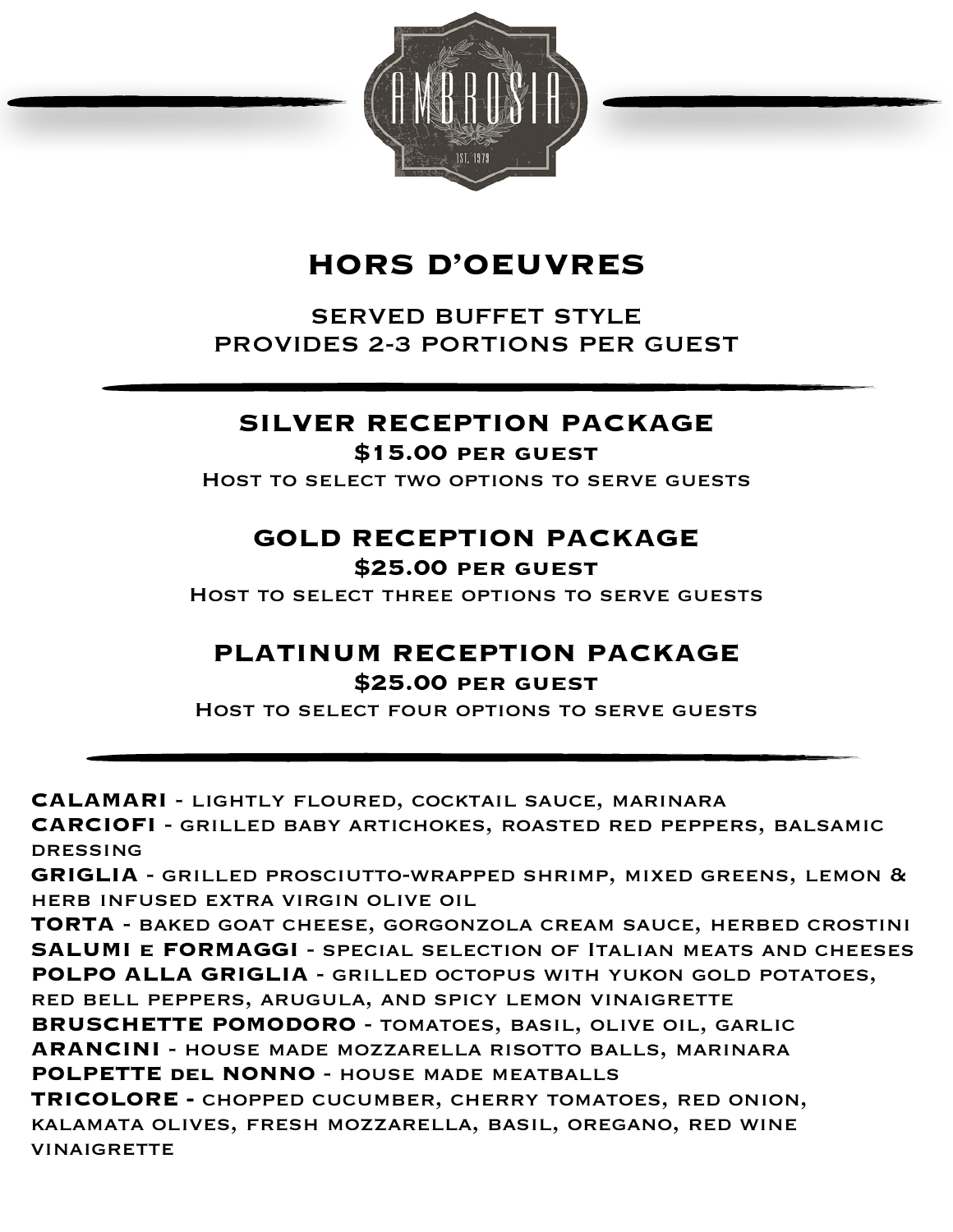AMBROSIA

EST. 1979

# HORS D'OEUVRES

SERVED BUFFET STYLE
PROVIDES 2-3 PORTIONS PER GUEST

---

## SILVER RECEPTION PACKAGE

**$15.00 PER GUEST**

Host to select two options to serve guests

## GOLD RECEPTION PACKAGE

**$25.00 PER GUEST**

Host to select three options to serve guests

## PLATINUM RECEPTION PACKAGE

**$25.00 PER GUEST**

Host to select four options to serve guests

---

**CALAMARI** - lightly floured, cocktail sauce, marinara
**CARCIOFI** - grilled baby artichokes, roasted red peppers, balsamic dressing
**GRIGLIA** - grilled prosciutto-wrapped shrimp, mixed greens, lemon & herb infused extra virgin olive oil
**TORTA** - baked goat cheese, gorgonzola cream sauce, herbed crostini
**SALUMI e FORMAGGI** - special selection of Italian meats and cheeses
**POLPO ALLA GRIGLIA** - grilled octopus with yukon gold potatoes, red bell peppers, arugula, and spicy lemon vinaigrette
**BRUSCHETTE POMODORO** - tomatoes, basil, olive oil, garlic
**ARANCINI** - house made mozzarella risotto balls, marinara
**POLPETTE del NONNO** - house made meatballs
**TRICOLORE -** chopped cucumber, cherry tomatoes, red onion, kalamata olives, fresh mozzarella, basil, oregano, red wine vinaigrette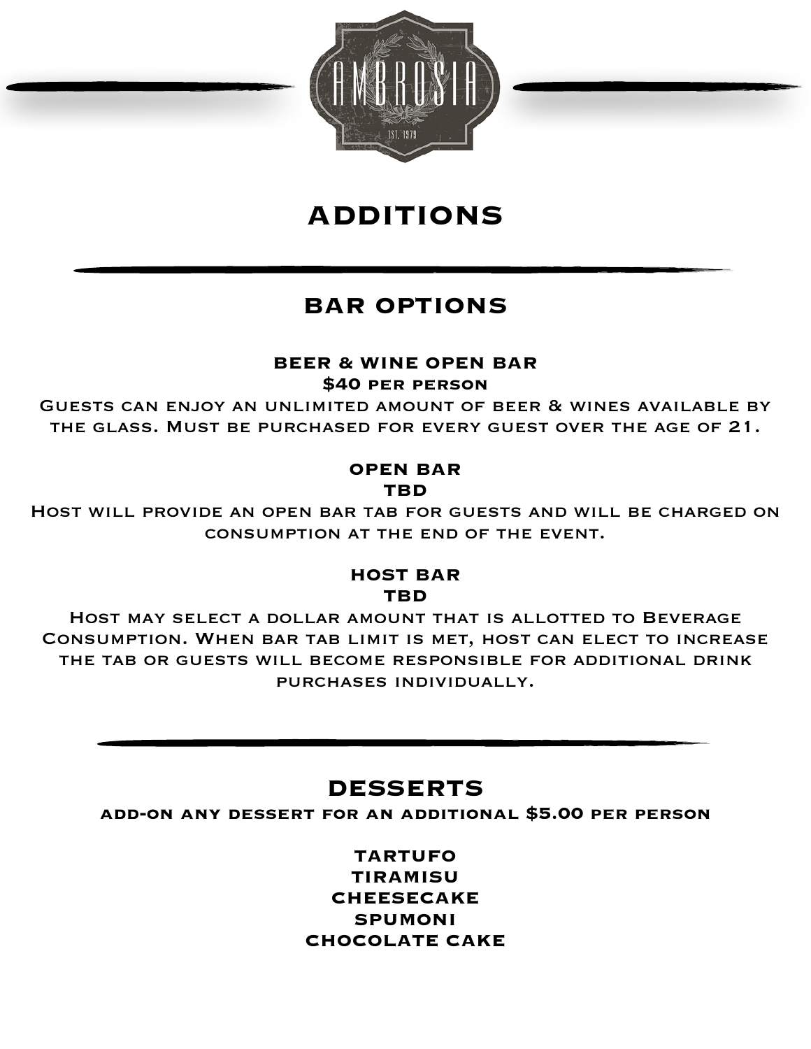# ADDITIONS

## BAR OPTIONS

### BEER & WINE OPEN BAR

**$40 per person**

Guests can enjoy an unlimited amount of beer & wines available by the glass. Must be purchased for every guest over the age of 21.

### OPEN BAR

**TBD**

Host will provide an open bar tab for guests and will be charged on consumption at the end of the event.

### HOST BAR

**TBD**

Host may select a dollar amount that is allotted to Beverage Consumption. When bar tab limit is met, host can elect to increase the tab or guests will become responsible for additional drink purchases individually.

## DESSERTS

**add-on any dessert for an additional $5.00 per person**

**TARTUFO**
**TIRAMISU**
**CHEESECAKE**
**SPUMONI**
**CHOCOLATE CAKE**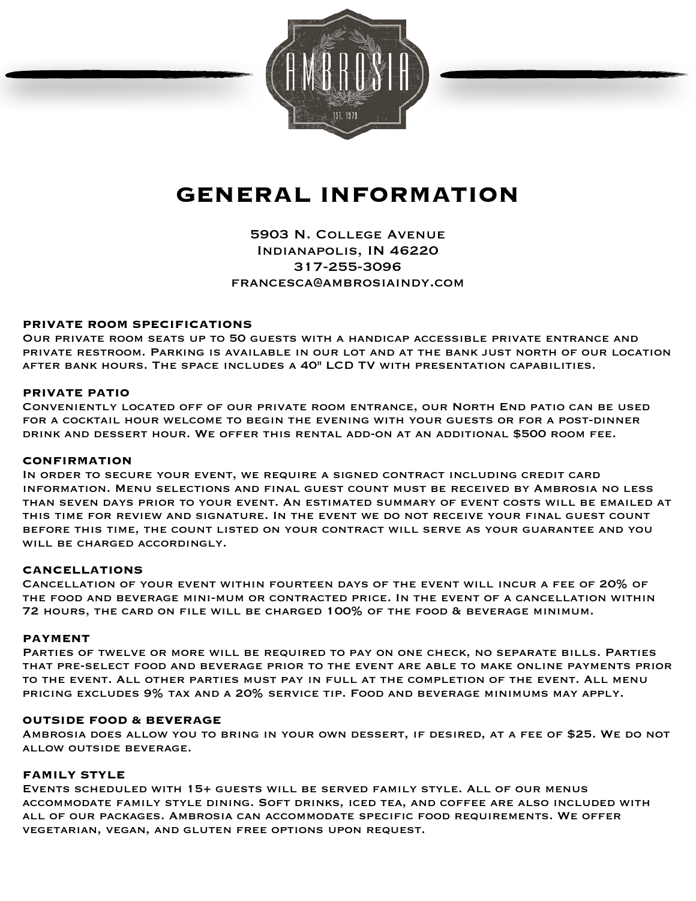# GENERAL INFORMATION

5903 N. College Avenue
Indianapolis, IN 46220
317-255-3096
francesca@ambrosiaindy.com

### PRIVATE ROOM SPECIFICATIONS

Our private room seats up to 50 guests with a handicap accessible private entrance and private restroom. Parking is available in our lot and at the bank just north of our location after bank hours. The space includes a 40" LCD TV with presentation capabilities.

### PRIVATE PATIO

Conveniently located off of our private room entrance, our North End patio can be used for a cocktail hour welcome to begin the evening with your guests or for a post-dinner drink and dessert hour. We offer this rental add-on at an additional $500 room fee.

### CONFIRMATION

In order to secure your event, we require a signed contract including credit card information. Menu selections and final guest count must be received by Ambrosia no less than seven days prior to your event. An estimated summary of event costs will be emailed at this time for review and signature. In the event we do not receive your final guest count before this time, the count listed on your contract will serve as your guarantee and you will be charged accordingly.

### CANCELLATIONS

Cancellation of your event within fourteen days of the event will incur a fee of 20% of the food and beverage mini-mum or contracted price. In the event of a cancellation within 72 hours, the card on file will be charged 100% of the food & beverage minimum.

### PAYMENT

Parties of twelve or more will be required to pay on one check, no separate bills. Parties that pre-select food and beverage prior to the event are able to make online payments prior to the event. All other parties must pay in full at the completion of the event. All menu pricing excludes 9% tax and a 20% service tip. Food and beverage minimums may apply.

### OUTSIDE FOOD & BEVERAGE

Ambrosia does allow you to bring in your own dessert, if desired, at a fee of $25. We do not allow outside beverage.

### FAMILY STYLE

Events scheduled with 15+ guests will be served family style. All of our menus accommodate family style dining. Soft drinks, iced tea, and coffee are also included with all of our packages. Ambrosia can accommodate specific food requirements. We offer vegetarian, vegan, and gluten free options upon request.